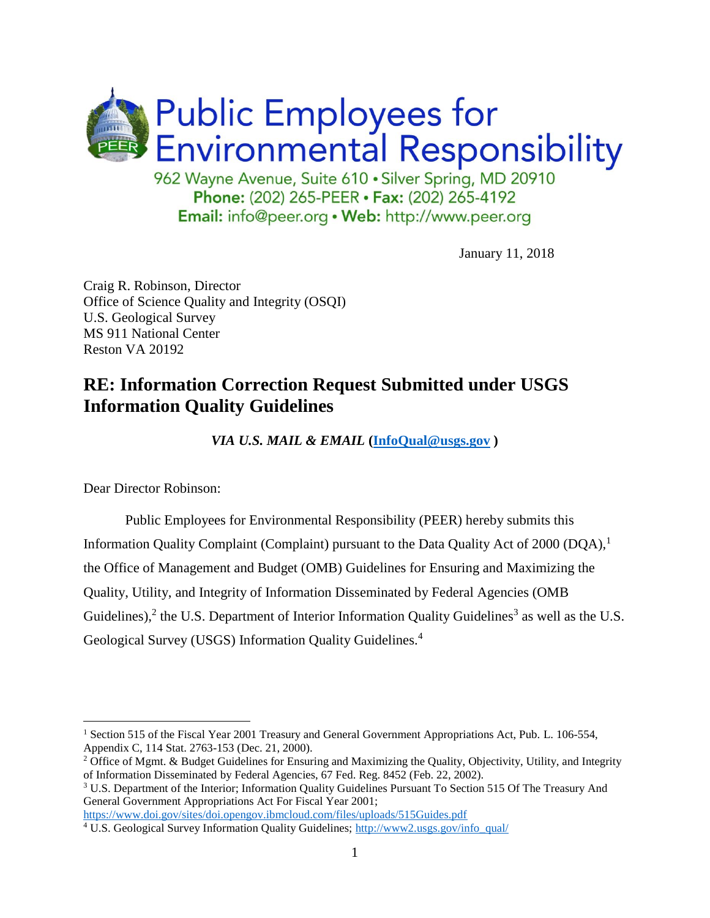# Public Employees for Environmental Responsibility

962 Wayne Avenue, Suite 610 • Silver Spring, MD 20910
**Phone:** (202) 265-PEER • **Fax:** (202) 265-4192
**Email:** info@peer.org • **Web:** http://www.peer.org

January 11, 2018

Craig R. Robinson, Director
Office of Science Quality and Integrity (OSQI)
U.S. Geological Survey
MS 911 National Center
Reston VA 20192

## RE: Information Correction Request Submitted under USGS Information Quality Guidelines

***VIA U.S. MAIL & EMAIL*** **([InfoQual@usgs.gov](mailto:InfoQual@usgs.gov) )**

Dear Director Robinson:

Public Employees for Environmental Responsibility (PEER) hereby submits this Information Quality Complaint (Complaint) pursuant to the Data Quality Act of 2000 (DQA),[1] the Office of Management and Budget (OMB) Guidelines for Ensuring and Maximizing the Quality, Utility, and Integrity of Information Disseminated by Federal Agencies (OMB Guidelines),[2] the U.S. Department of Interior Information Quality Guidelines[3] as well as the U.S. Geological Survey (USGS) Information Quality Guidelines.[4]

---

[1] Section 515 of the Fiscal Year 2001 Treasury and General Government Appropriations Act, Pub. L. 106-554, Appendix C, 114 Stat. 2763-153 (Dec. 21, 2000).

[2] Office of Mgmt. & Budget Guidelines for Ensuring and Maximizing the Quality, Objectivity, Utility, and Integrity of Information Disseminated by Federal Agencies, 67 Fed. Reg. 8452 (Feb. 22, 2002).

[3] U.S. Department of the Interior; Information Quality Guidelines Pursuant To Section 515 Of The Treasury And General Government Appropriations Act For Fiscal Year 2001; https://www.doi.gov/sites/doi.opengov.ibmcloud.com/files/uploads/515Guides.pdf

[4] U.S. Geological Survey Information Quality Guidelines; http://www2.usgs.gov/info_qual/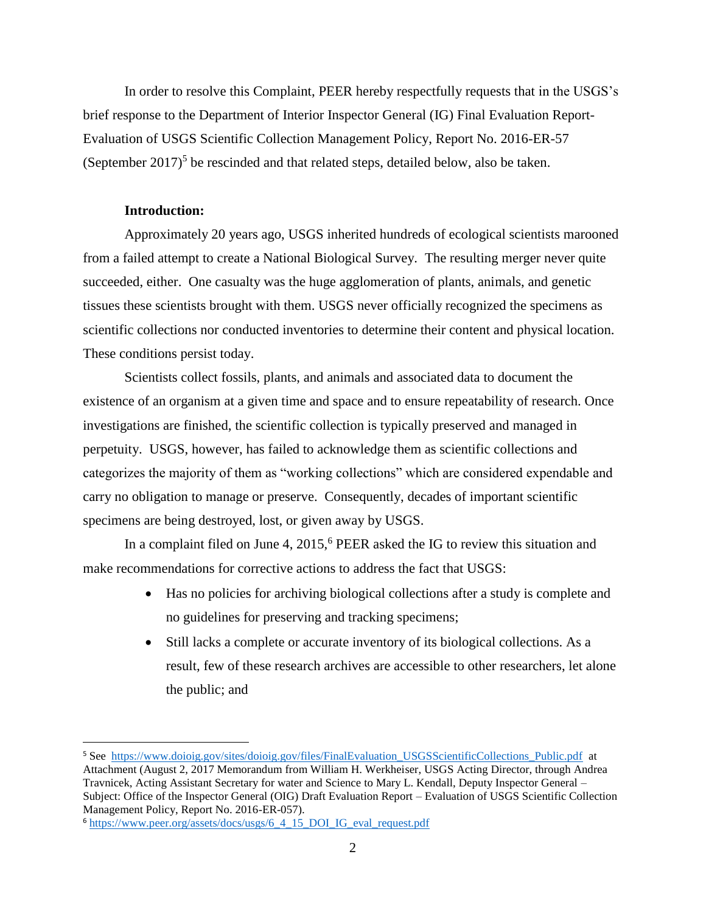In order to resolve this Complaint, PEER hereby respectfully requests that in the USGS's brief response to the Department of Interior Inspector General (IG) Final Evaluation Report- Evaluation of USGS Scientific Collection Management Policy, Report No. 2016-ER-57 (September 2017)[5] be rescinded and that related steps, detailed below, also be taken.

**Introduction:**

Approximately 20 years ago, USGS inherited hundreds of ecological scientists marooned from a failed attempt to create a National Biological Survey. The resulting merger never quite succeeded, either. One casualty was the huge agglomeration of plants, animals, and genetic tissues these scientists brought with them. USGS never officially recognized the specimens as scientific collections nor conducted inventories to determine their content and physical location. These conditions persist today.

Scientists collect fossils, plants, and animals and associated data to document the existence of an organism at a given time and space and to ensure repeatability of research. Once investigations are finished, the scientific collection is typically preserved and managed in perpetuity. USGS, however, has failed to acknowledge them as scientific collections and categorizes the majority of them as "working collections" which are considered expendable and carry no obligation to manage or preserve. Consequently, decades of important scientific specimens are being destroyed, lost, or given away by USGS.

In a complaint filed on June 4, 2015,[6] PEER asked the IG to review this situation and make recommendations for corrective actions to address the fact that USGS:

- Has no policies for archiving biological collections after a study is complete and no guidelines for preserving and tracking specimens;
- Still lacks a complete or accurate inventory of its biological collections. As a result, few of these research archives are accessible to other researchers, let alone the public; and

[5] See https://www.doioig.gov/sites/doioig.gov/files/FinalEvaluation_USGSScientificCollections_Public.pdf at Attachment (August 2, 2017 Memorandum from William H. Werkheiser, USGS Acting Director, through Andrea Travnicek, Acting Assistant Secretary for water and Science to Mary L. Kendall, Deputy Inspector General – Subject: Office of the Inspector General (OIG) Draft Evaluation Report – Evaluation of USGS Scientific Collection Management Policy, Report No. 2016-ER-057).

[6] https://www.peer.org/assets/docs/usgs/6_4_15_DOI_IG_eval_request.pdf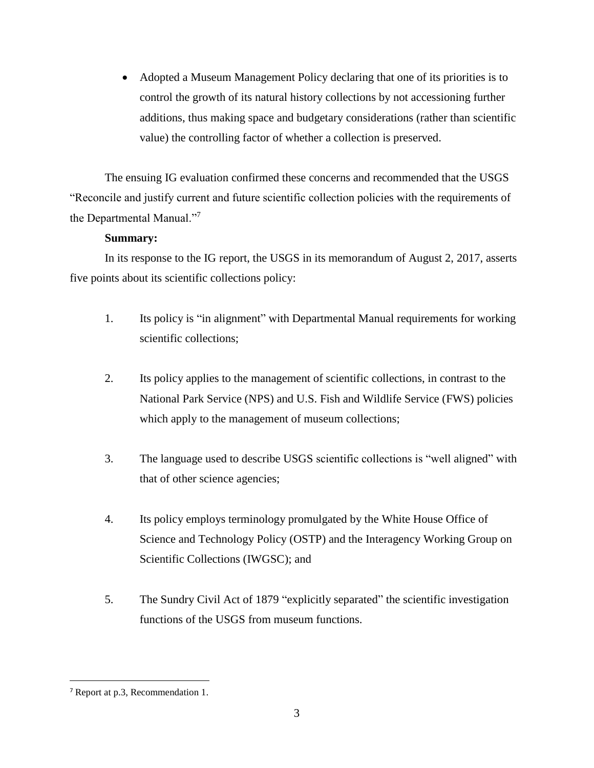- Adopted a Museum Management Policy declaring that one of its priorities is to control the growth of its natural history collections by not accessioning further additions, thus making space and budgetary considerations (rather than scientific value) the controlling factor of whether a collection is preserved.

The ensuing IG evaluation confirmed these concerns and recommended that the USGS "Reconcile and justify current and future scientific collection policies with the requirements of the Departmental Manual."[7]

**Summary:**

In its response to the IG report, the USGS in its memorandum of August 2, 2017, asserts five points about its scientific collections policy:

1. Its policy is "in alignment" with Departmental Manual requirements for working scientific collections;

2. Its policy applies to the management of scientific collections, in contrast to the National Park Service (NPS) and U.S. Fish and Wildlife Service (FWS) policies which apply to the management of museum collections;

3. The language used to describe USGS scientific collections is "well aligned" with that of other science agencies;

4. Its policy employs terminology promulgated by the White House Office of Science and Technology Policy (OSTP) and the Interagency Working Group on Scientific Collections (IWGSC); and

5. The Sundry Civil Act of 1879 "explicitly separated" the scientific investigation functions of the USGS from museum functions.

---

[7] Report at p.3, Recommendation 1.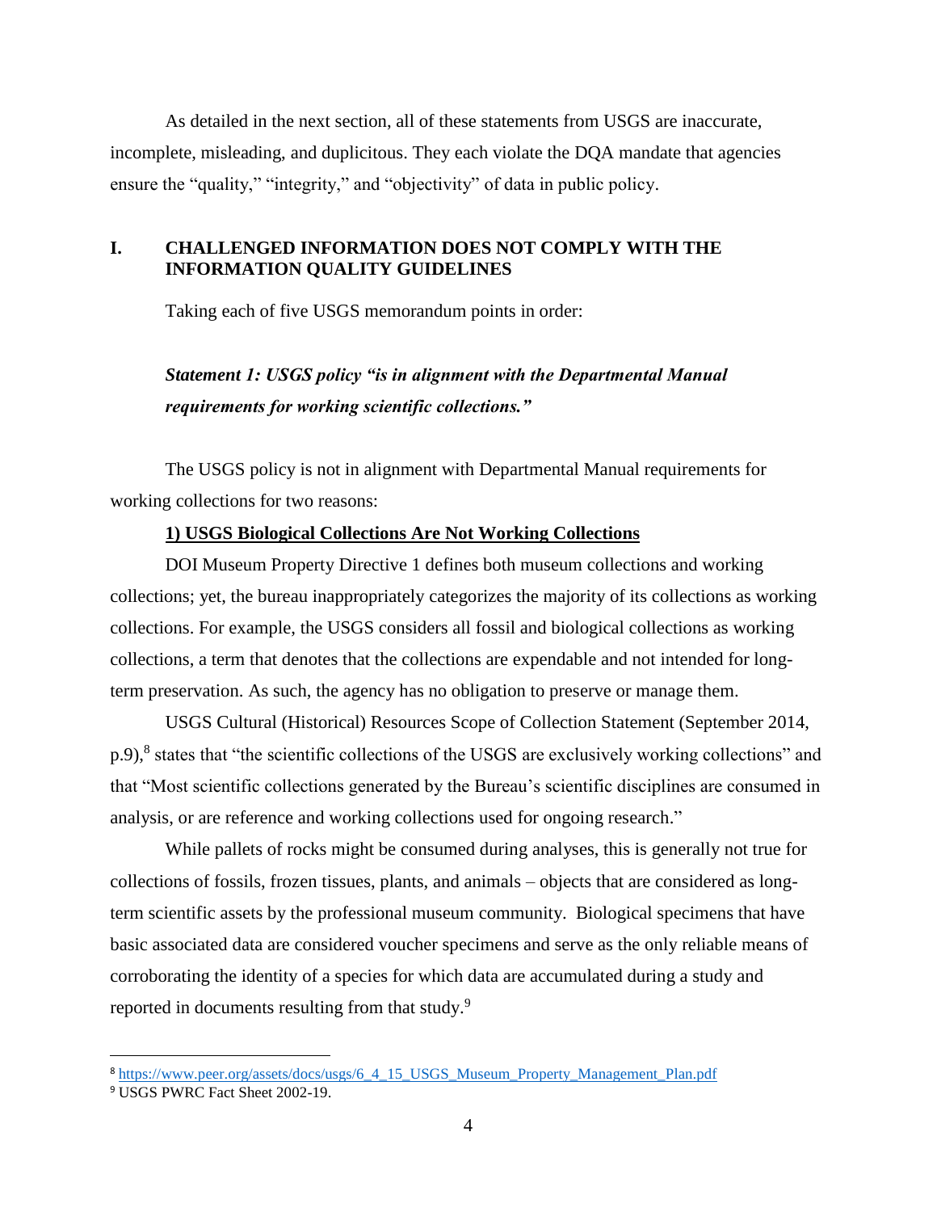As detailed in the next section, all of these statements from USGS are inaccurate, incomplete, misleading, and duplicitous. They each violate the DQA mandate that agencies ensure the "quality," "integrity," and "objectivity" of data in public policy.

## I. CHALLENGED INFORMATION DOES NOT COMPLY WITH THE INFORMATION QUALITY GUIDELINES

Taking each of five USGS memorandum points in order:

***Statement 1: USGS policy "is in alignment with the Departmental Manual requirements for working scientific collections."***

The USGS policy is not in alignment with Departmental Manual requirements for working collections for two reasons:

**1) USGS Biological Collections Are Not Working Collections**

DOI Museum Property Directive 1 defines both museum collections and working collections; yet, the bureau inappropriately categorizes the majority of its collections as working collections. For example, the USGS considers all fossil and biological collections as working collections, a term that denotes that the collections are expendable and not intended for long-term preservation. As such, the agency has no obligation to preserve or manage them.

USGS Cultural (Historical) Resources Scope of Collection Statement (September 2014, p.9),[8] states that "the scientific collections of the USGS are exclusively working collections" and that "Most scientific collections generated by the Bureau's scientific disciplines are consumed in analysis, or are reference and working collections used for ongoing research."

While pallets of rocks might be consumed during analyses, this is generally not true for collections of fossils, frozen tissues, plants, and animals – objects that are considered as long-term scientific assets by the professional museum community. Biological specimens that have basic associated data are considered voucher specimens and serve as the only reliable means of corroborating the identity of a species for which data are accumulated during a study and reported in documents resulting from that study.[9]

---

[8] https://www.peer.org/assets/docs/usgs/6_4_15_USGS_Museum_Property_Management_Plan.pdf

[9] USGS PWRC Fact Sheet 2002-19.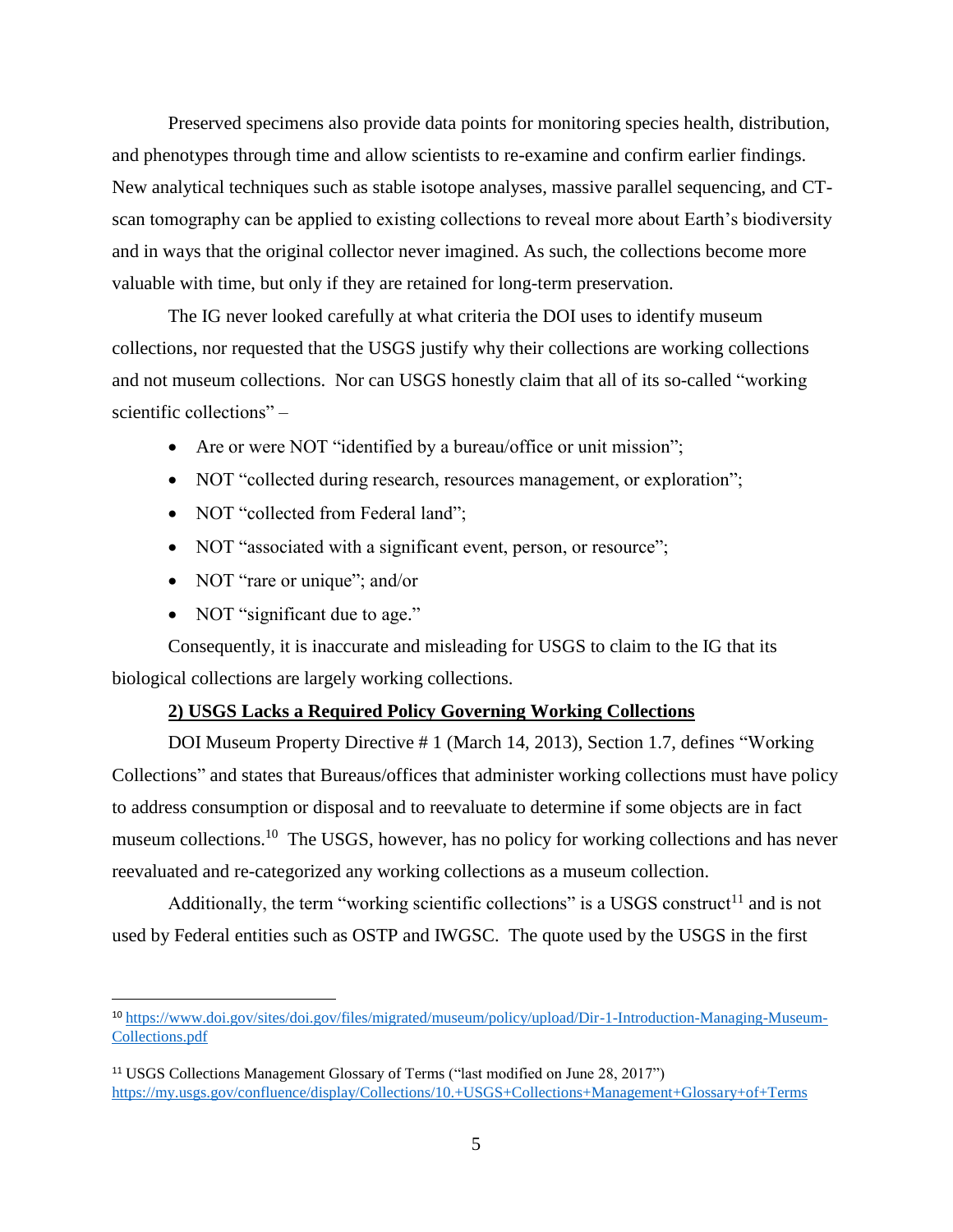Preserved specimens also provide data points for monitoring species health, distribution, and phenotypes through time and allow scientists to re-examine and confirm earlier findings. New analytical techniques such as stable isotope analyses, massive parallel sequencing, and CT-scan tomography can be applied to existing collections to reveal more about Earth's biodiversity and in ways that the original collector never imagined. As such, the collections become more valuable with time, but only if they are retained for long-term preservation.

The IG never looked carefully at what criteria the DOI uses to identify museum collections, nor requested that the USGS justify why their collections are working collections and not museum collections. Nor can USGS honestly claim that all of its so-called "working scientific collections" –

- Are or were NOT "identified by a bureau/office or unit mission";
- NOT "collected during research, resources management, or exploration";
- NOT "collected from Federal land";
- NOT "associated with a significant event, person, or resource";
- NOT "rare or unique"; and/or
- NOT "significant due to age."

Consequently, it is inaccurate and misleading for USGS to claim to the IG that its biological collections are largely working collections.

**2) USGS Lacks a Required Policy Governing Working Collections**

DOI Museum Property Directive # 1 (March 14, 2013), Section 1.7, defines "Working Collections" and states that Bureaus/offices that administer working collections must have policy to address consumption or disposal and to reevaluate to determine if some objects are in fact museum collections.[10] The USGS, however, has no policy for working collections and has never reevaluated and re-categorized any working collections as a museum collection.

Additionally, the term "working scientific collections" is a USGS construct[11] and is not used by Federal entities such as OSTP and IWGSC. The quote used by the USGS in the first

[10] https://www.doi.gov/sites/doi.gov/files/migrated/museum/policy/upload/Dir-1-Introduction-Managing-Museum-Collections.pdf

[11] USGS Collections Management Glossary of Terms ("last modified on June 28, 2017") https://my.usgs.gov/confluence/display/Collections/10.+USGS+Collections+Management+Glossary+of+Terms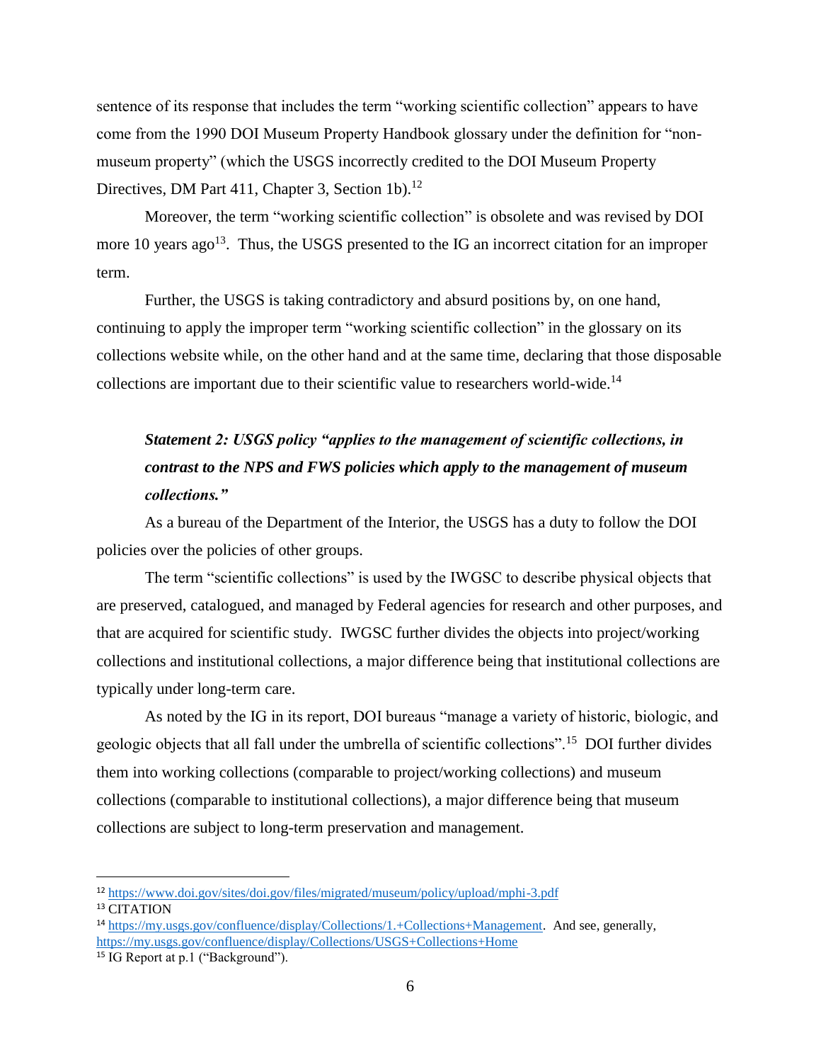sentence of its response that includes the term "working scientific collection" appears to have come from the 1990 DOI Museum Property Handbook glossary under the definition for "non-museum property" (which the USGS incorrectly credited to the DOI Museum Property Directives, DM Part 411, Chapter 3, Section 1b).[12]

Moreover, the term "working scientific collection" is obsolete and was revised by DOI more 10 years ago[13]. Thus, the USGS presented to the IG an incorrect citation for an improper term.

Further, the USGS is taking contradictory and absurd positions by, on one hand, continuing to apply the improper term "working scientific collection" in the glossary on its collections website while, on the other hand and at the same time, declaring that those disposable collections are important due to their scientific value to researchers world-wide.[14]

***Statement 2: USGS policy "applies to the management of scientific collections, in contrast to the NPS and FWS policies which apply to the management of museum collections."***

As a bureau of the Department of the Interior, the USGS has a duty to follow the DOI policies over the policies of other groups.

The term "scientific collections" is used by the IWGSC to describe physical objects that are preserved, catalogued, and managed by Federal agencies for research and other purposes, and that are acquired for scientific study. IWGSC further divides the objects into project/working collections and institutional collections, a major difference being that institutional collections are typically under long-term care.

As noted by the IG in its report, DOI bureaus "manage a variety of historic, biologic, and geologic objects that all fall under the umbrella of scientific collections".[15] DOI further divides them into working collections (comparable to project/working collections) and museum collections (comparable to institutional collections), a major difference being that museum collections are subject to long-term preservation and management.

---

[12] https://www.doi.gov/sites/doi.gov/files/migrated/museum/policy/upload/mphi-3.pdf

[13] CITATION

[14] https://my.usgs.gov/confluence/display/Collections/1.+Collections+Management. And see, generally, https://my.usgs.gov/confluence/display/Collections/USGS+Collections+Home

[15] IG Report at p.1 ("Background").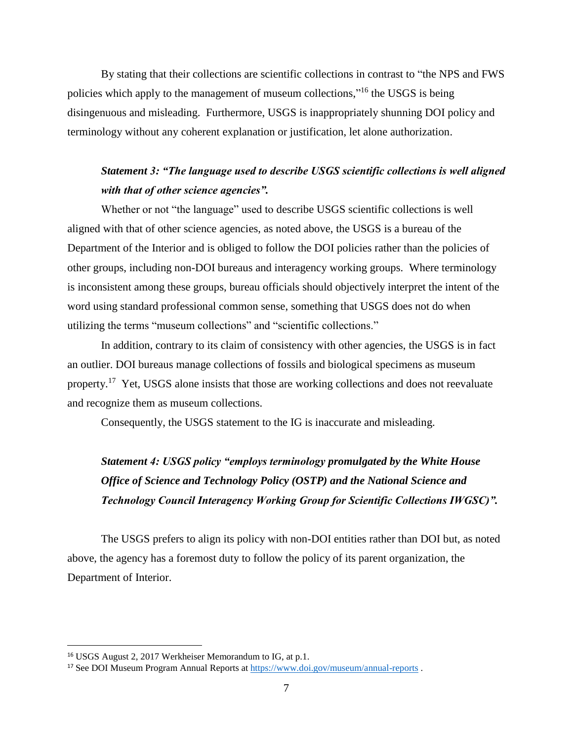By stating that their collections are scientific collections in contrast to "the NPS and FWS policies which apply to the management of museum collections,"[16] the USGS is being disingenuous and misleading. Furthermore, USGS is inappropriately shunning DOI policy and terminology without any coherent explanation or justification, let alone authorization.

***Statement 3: "The language used to describe USGS scientific collections is well aligned with that of other science agencies".***

Whether or not "the language" used to describe USGS scientific collections is well aligned with that of other science agencies, as noted above, the USGS is a bureau of the Department of the Interior and is obliged to follow the DOI policies rather than the policies of other groups, including non-DOI bureaus and interagency working groups. Where terminology is inconsistent among these groups, bureau officials should objectively interpret the intent of the word using standard professional common sense, something that USGS does not do when utilizing the terms "museum collections" and "scientific collections."

In addition, contrary to its claim of consistency with other agencies, the USGS is in fact an outlier. DOI bureaus manage collections of fossils and biological specimens as museum property.[17] Yet, USGS alone insists that those are working collections and does not reevaluate and recognize them as museum collections.

Consequently, the USGS statement to the IG is inaccurate and misleading.

***Statement 4: USGS policy "employs terminology promulgated by the White House Office of Science and Technology Policy (OSTP) and the National Science and Technology Council Interagency Working Group for Scientific Collections IWGSC)".***

The USGS prefers to align its policy with non-DOI entities rather than DOI but, as noted above, the agency has a foremost duty to follow the policy of its parent organization, the Department of Interior.

---

[16] USGS August 2, 2017 Werkheiser Memorandum to IG, at p.1.

[17] See DOI Museum Program Annual Reports at https://www.doi.gov/museum/annual-reports .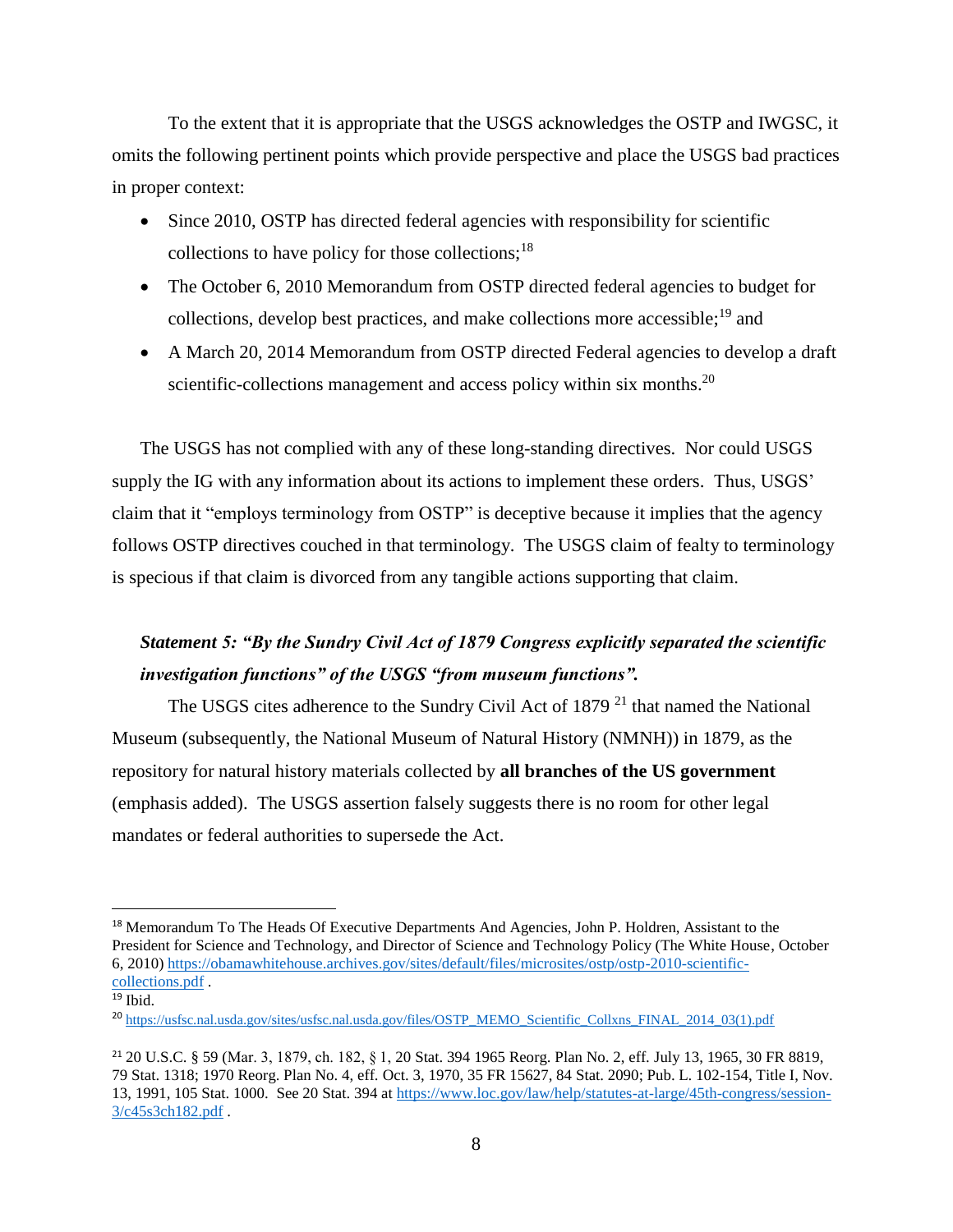To the extent that it is appropriate that the USGS acknowledges the OSTP and IWGSC, it omits the following pertinent points which provide perspective and place the USGS bad practices in proper context:

- Since 2010, OSTP has directed federal agencies with responsibility for scientific collections to have policy for those collections;[18]
- The October 6, 2010 Memorandum from OSTP directed federal agencies to budget for collections, develop best practices, and make collections more accessible;[19] and
- A March 20, 2014 Memorandum from OSTP directed Federal agencies to develop a draft scientific-collections management and access policy within six months.[20]

The USGS has not complied with any of these long-standing directives. Nor could USGS supply the IG with any information about its actions to implement these orders. Thus, USGS' claim that it "employs terminology from OSTP" is deceptive because it implies that the agency follows OSTP directives couched in that terminology. The USGS claim of fealty to terminology is specious if that claim is divorced from any tangible actions supporting that claim.

***Statement 5: "By the Sundry Civil Act of 1879 Congress explicitly separated the scientific investigation functions" of the USGS "from museum functions".***

The USGS cites adherence to the Sundry Civil Act of 1879 [21] that named the National Museum (subsequently, the National Museum of Natural History (NMNH)) in 1879, as the repository for natural history materials collected by **all branches of the US government** (emphasis added). The USGS assertion falsely suggests there is no room for other legal mandates or federal authorities to supersede the Act.

---

[18] Memorandum To The Heads Of Executive Departments And Agencies, John P. Holdren, Assistant to the President for Science and Technology, and Director of Science and Technology Policy (The White House, October 6, 2010) https://obamawhitehouse.archives.gov/sites/default/files/microsites/ostp/ostp-2010-scientific-collections.pdf .

[19] Ibid.

[20] https://usfsc.nal.usda.gov/sites/usfsc.nal.usda.gov/files/OSTP_MEMO_Scientific_Collxns_FINAL_2014_03(1).pdf

[21] 20 U.S.C. § 59 (Mar. 3, 1879, ch. 182, § 1, 20 Stat. 394 1965 Reorg. Plan No. 2, eff. July 13, 1965, 30 FR 8819, 79 Stat. 1318; 1970 Reorg. Plan No. 4, eff. Oct. 3, 1970, 35 FR 15627, 84 Stat. 2090; Pub. L. 102-154, Title I, Nov. 13, 1991, 105 Stat. 1000. See 20 Stat. 394 at https://www.loc.gov/law/help/statutes-at-large/45th-congress/session-3/c45s3ch182.pdf .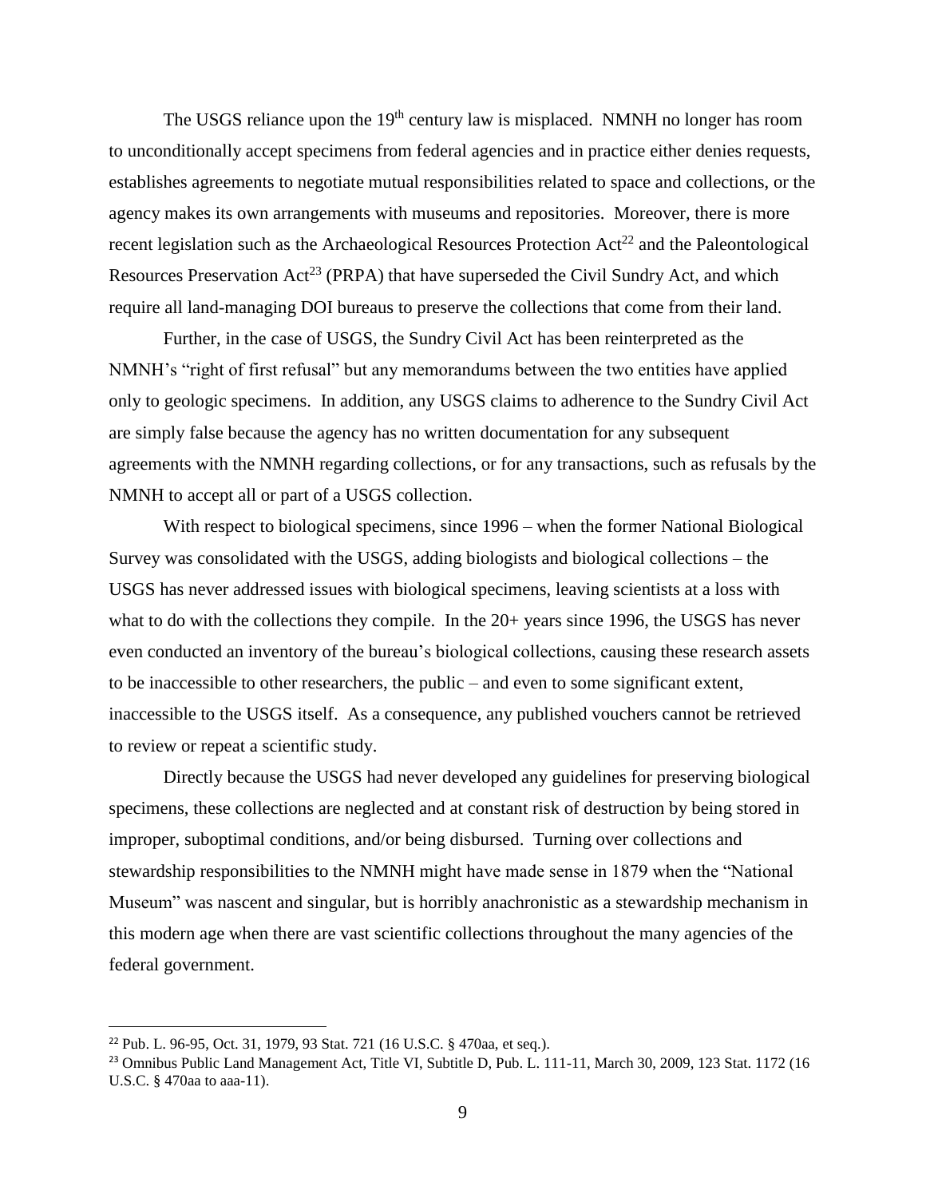The USGS reliance upon the 19th century law is misplaced. NMNH no longer has room to unconditionally accept specimens from federal agencies and in practice either denies requests, establishes agreements to negotiate mutual responsibilities related to space and collections, or the agency makes its own arrangements with museums and repositories. Moreover, there is more recent legislation such as the Archaeological Resources Protection Act[22] and the Paleontological Resources Preservation Act[23] (PRPA) that have superseded the Civil Sundry Act, and which require all land-managing DOI bureaus to preserve the collections that come from their land.

Further, in the case of USGS, the Sundry Civil Act has been reinterpreted as the NMNH's "right of first refusal" but any memorandums between the two entities have applied only to geologic specimens. In addition, any USGS claims to adherence to the Sundry Civil Act are simply false because the agency has no written documentation for any subsequent agreements with the NMNH regarding collections, or for any transactions, such as refusals by the NMNH to accept all or part of a USGS collection.

With respect to biological specimens, since 1996 – when the former National Biological Survey was consolidated with the USGS, adding biologists and biological collections – the USGS has never addressed issues with biological specimens, leaving scientists at a loss with what to do with the collections they compile. In the 20+ years since 1996, the USGS has never even conducted an inventory of the bureau's biological collections, causing these research assets to be inaccessible to other researchers, the public – and even to some significant extent, inaccessible to the USGS itself. As a consequence, any published vouchers cannot be retrieved to review or repeat a scientific study.

Directly because the USGS had never developed any guidelines for preserving biological specimens, these collections are neglected and at constant risk of destruction by being stored in improper, suboptimal conditions, and/or being disbursed. Turning over collections and stewardship responsibilities to the NMNH might have made sense in 1879 when the "National Museum" was nascent and singular, but is horribly anachronistic as a stewardship mechanism in this modern age when there are vast scientific collections throughout the many agencies of the federal government.

---

[22] Pub. L. 96-95, Oct. 31, 1979, 93 Stat. 721 (16 U.S.C. § 470aa, et seq.).

[23] Omnibus Public Land Management Act, Title VI, Subtitle D, Pub. L. 111-11, March 30, 2009, 123 Stat. 1172 (16 U.S.C. § 470aa to aaa-11).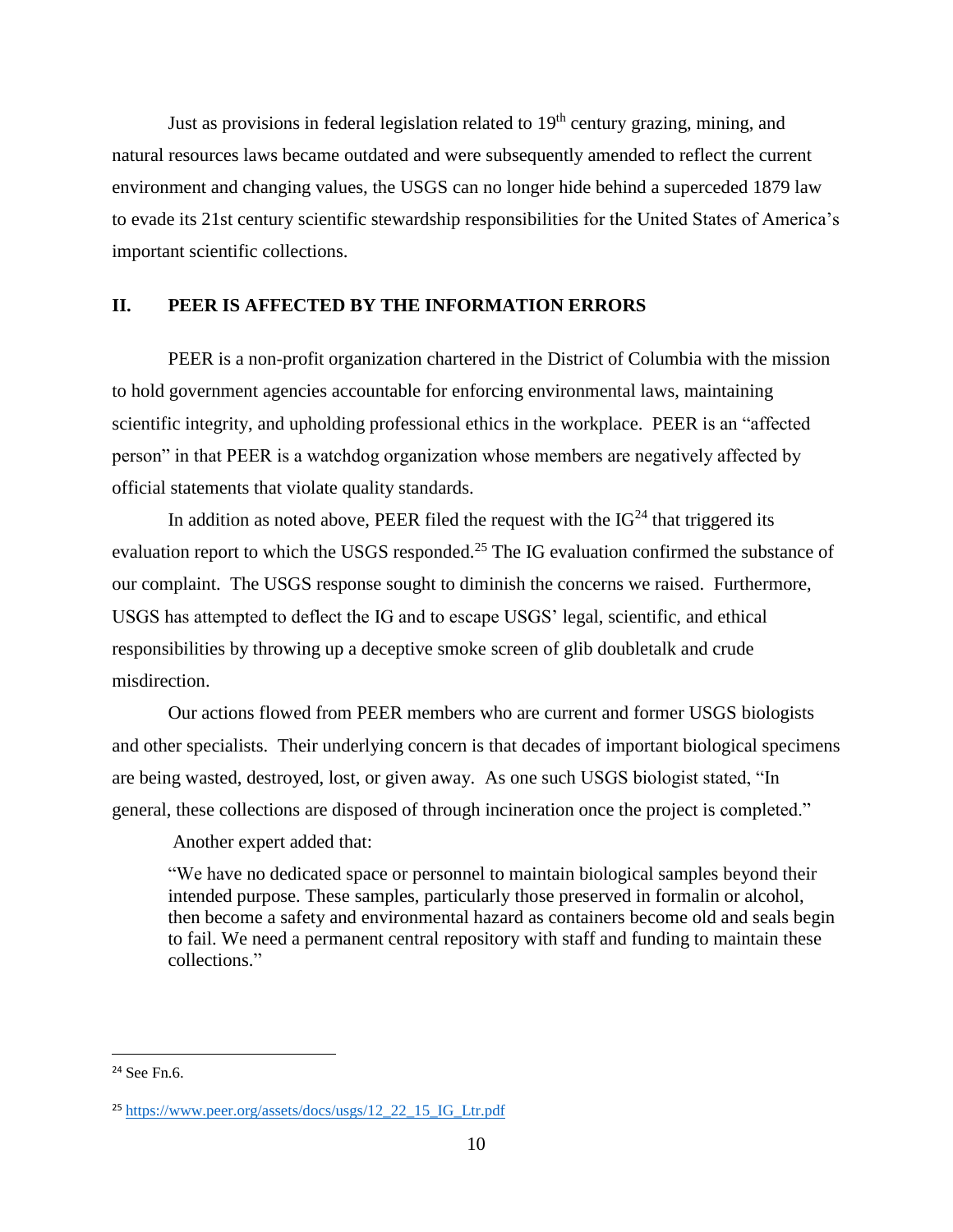Just as provisions in federal legislation related to 19th century grazing, mining, and natural resources laws became outdated and were subsequently amended to reflect the current environment and changing values, the USGS can no longer hide behind a superceded 1879 law to evade its 21st century scientific stewardship responsibilities for the United States of America's important scientific collections.

## II. PEER IS AFFECTED BY THE INFORMATION ERRORS

PEER is a non-profit organization chartered in the District of Columbia with the mission to hold government agencies accountable for enforcing environmental laws, maintaining scientific integrity, and upholding professional ethics in the workplace. PEER is an "affected person" in that PEER is a watchdog organization whose members are negatively affected by official statements that violate quality standards.

In addition as noted above, PEER filed the request with the IG[24] that triggered its evaluation report to which the USGS responded.[25] The IG evaluation confirmed the substance of our complaint. The USGS response sought to diminish the concerns we raised. Furthermore, USGS has attempted to deflect the IG and to escape USGS' legal, scientific, and ethical responsibilities by throwing up a deceptive smoke screen of glib doubletalk and crude misdirection.

Our actions flowed from PEER members who are current and former USGS biologists and other specialists. Their underlying concern is that decades of important biological specimens are being wasted, destroyed, lost, or given away. As one such USGS biologist stated, "In general, these collections are disposed of through incineration once the project is completed."

Another expert added that:

> "We have no dedicated space or personnel to maintain biological samples beyond their intended purpose. These samples, particularly those preserved in formalin or alcohol, then become a safety and environmental hazard as containers become old and seals begin to fail. We need a permanent central repository with staff and funding to maintain these collections."

---

[24] See Fn.6.

[25] https://www.peer.org/assets/docs/usgs/12_22_15_IG_Ltr.pdf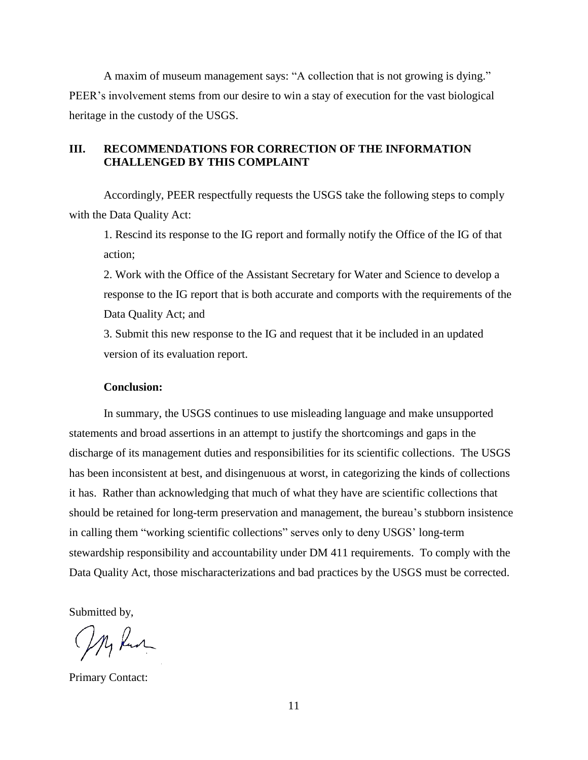A maxim of museum management says: "A collection that is not growing is dying." PEER's involvement stems from our desire to win a stay of execution for the vast biological heritage in the custody of the USGS.

## III. RECOMMENDATIONS FOR CORRECTION OF THE INFORMATION CHALLENGED BY THIS COMPLAINT

Accordingly, PEER respectfully requests the USGS take the following steps to comply with the Data Quality Act:

1. Rescind its response to the IG report and formally notify the Office of the IG of that action;
2. Work with the Office of the Assistant Secretary for Water and Science to develop a response to the IG report that is both accurate and comports with the requirements of the Data Quality Act; and
3. Submit this new response to the IG and request that it be included in an updated version of its evaluation report.

**Conclusion:**

In summary, the USGS continues to use misleading language and make unsupported statements and broad assertions in an attempt to justify the shortcomings and gaps in the discharge of its management duties and responsibilities for its scientific collections. The USGS has been inconsistent at best, and disingenuous at worst, in categorizing the kinds of collections it has. Rather than acknowledging that much of what they have are scientific collections that should be retained for long-term preservation and management, the bureau's stubborn insistence in calling them "working scientific collections" serves only to deny USGS' long-term stewardship responsibility and accountability under DM 411 requirements. To comply with the Data Quality Act, those mischaracterizations and bad practices by the USGS must be corrected.

Submitted by,

Primary Contact: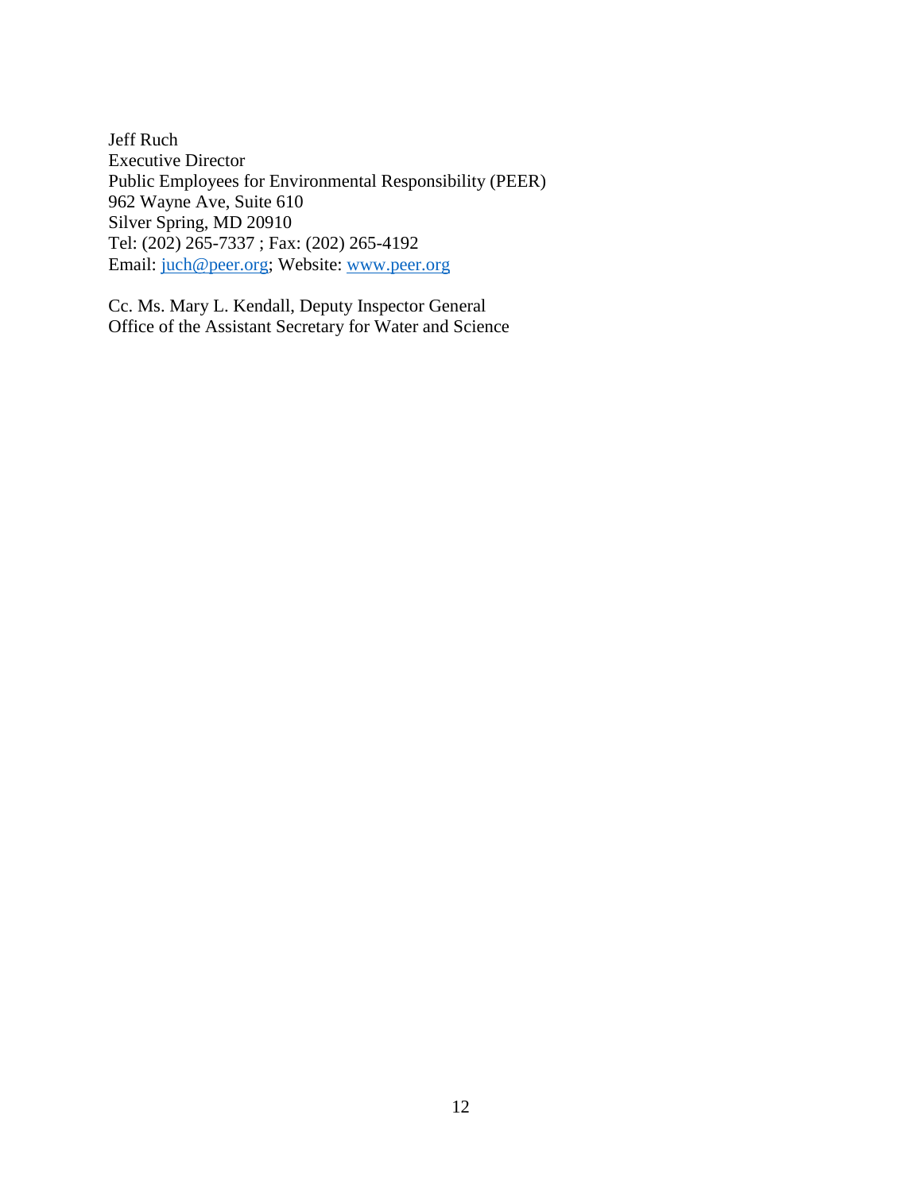Jeff Ruch  
Executive Director  
Public Employees for Environmental Responsibility (PEER)  
962 Wayne Ave, Suite 610  
Silver Spring, MD 20910  
Tel: (202) 265-7337 ; Fax: (202) 265-4192  
Email: juch@peer.org; Website: www.peer.org

Cc. Ms. Mary L. Kendall, Deputy Inspector General  
Office of the Assistant Secretary for Water and Science